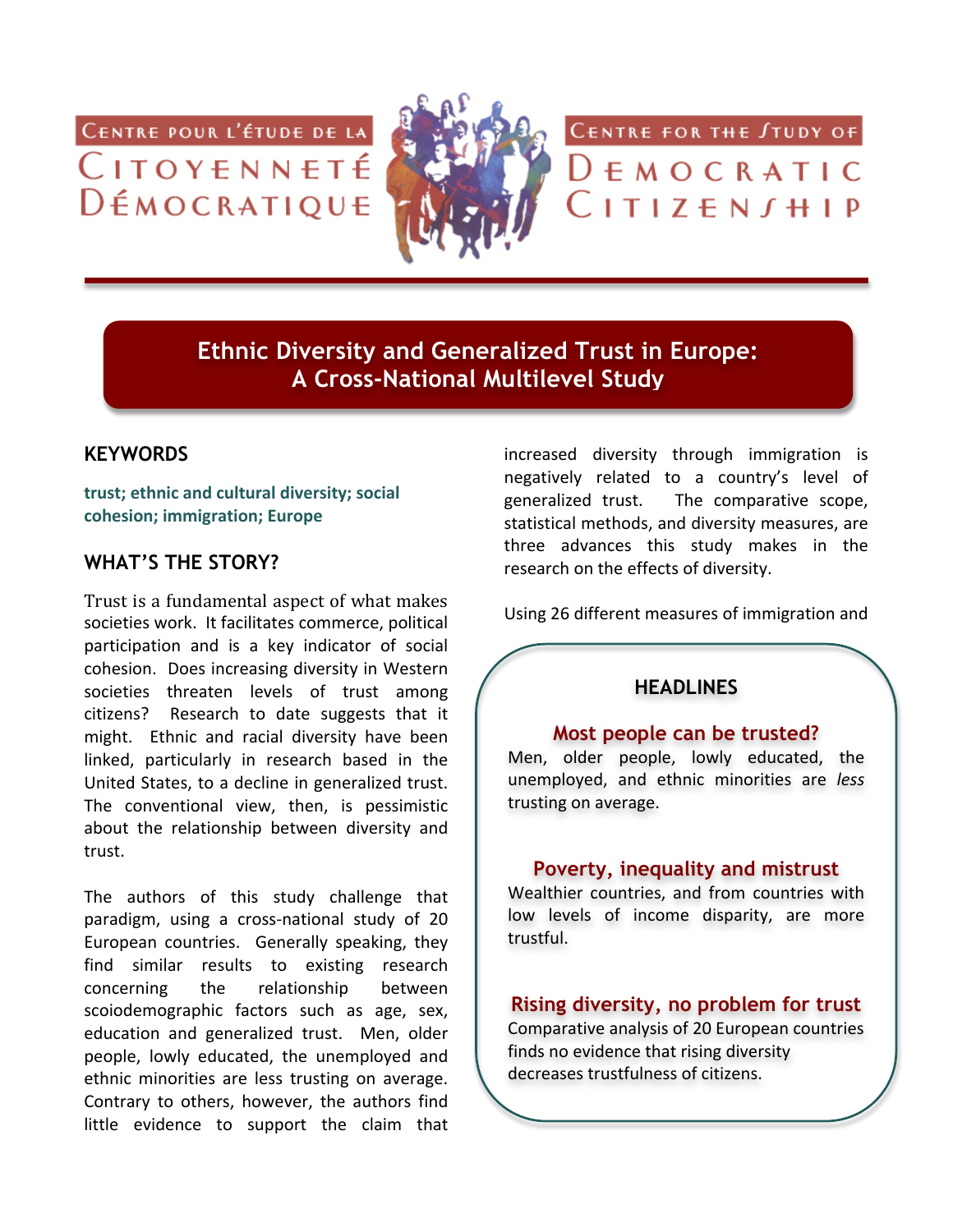Centre pour l'étude de la Citoyenneté Démocratique

Centre for the Study of Democratic Citizenship

# Ethnic Diversity and Generalized Trust in Europe: A Cross-National Multilevel Study

## KEYWORDS

**trust; ethnic and cultural diversity; social cohesion; immigration; Europe**

## WHAT'S THE STORY?

Trust is a fundamental aspect of what makes societies work. It facilitates commerce, political participation and is a key indicator of social cohesion. Does increasing diversity in Western societies threaten levels of trust among citizens? Research to date suggests that it might. Ethnic and racial diversity have been linked, particularly in research based in the United States, to a decline in generalized trust. The conventional view, then, is pessimistic about the relationship between diversity and trust.

The authors of this study challenge that paradigm, using a cross-national study of 20 European countries. Generally speaking, they find similar results to existing research concerning the relationship between scoiodemographic factors such as age, sex, education and generalized trust. Men, older people, lowly educated, the unemployed and ethnic minorities are less trusting on average. Contrary to others, however, the authors find little evidence to support the claim that increased diversity through immigration is negatively related to a country's level of generalized trust. The comparative scope, statistical methods, and diversity measures, are three advances this study makes in the research on the effects of diversity.

Using 26 different measures of immigration and

## HEADLINES

### Most people can be trusted?

Men, older people, lowly educated, the unemployed, and ethnic minorities are *less* trusting on average.

### Poverty, inequality and mistrust

Wealthier countries, and from countries with low levels of income disparity, are more trustful.

### Rising diversity, no problem for trust

Comparative analysis of 20 European countries finds no evidence that rising diversity decreases trustfulness of citizens.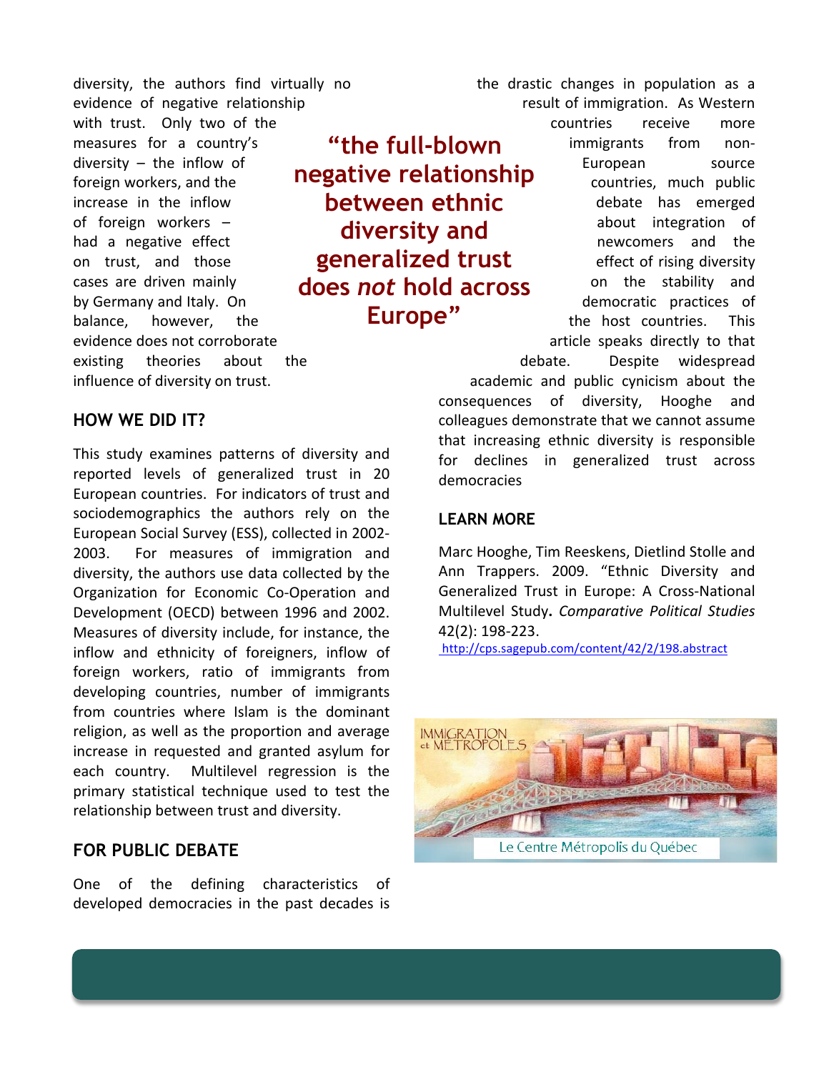diversity, the authors find virtually no evidence of negative relationship with trust. Only two of the measures for a country's diversity – the inflow of foreign workers, and the increase in the inflow of foreign workers – had a negative effect on trust, and those cases are driven mainly by Germany and Italy. On balance, however, the evidence does not corroborate existing theories about the influence of diversity on trust.

> **"the full-blown negative relationship between ethnic diversity and generalized trust does *not* hold across Europe"**

## HOW WE DID IT?

This study examines patterns of diversity and reported levels of generalized trust in 20 European countries. For indicators of trust and sociodemographics the authors rely on the European Social Survey (ESS), collected in 2002-2003. For measures of immigration and diversity, the authors use data collected by the Organization for Economic Co-Operation and Development (OECD) between 1996 and 2002. Measures of diversity include, for instance, the inflow and ethnicity of foreigners, inflow of foreign workers, ratio of immigrants from developing countries, number of immigrants from countries where Islam is the dominant religion, as well as the proportion and average increase in requested and granted asylum for each country. Multilevel regression is the primary statistical technique used to test the relationship between trust and diversity.

## FOR PUBLIC DEBATE

One of the defining characteristics of developed democracies in the past decades is the drastic changes in population as a result of immigration. As Western countries receive more immigrants from non-European source countries, much public debate has emerged about integration of newcomers and the effect of rising diversity on the stability and democratic practices of the host countries. This article speaks directly to that debate. Despite widespread academic and public cynicism about the consequences of diversity, Hooghe and colleagues demonstrate that we cannot assume that increasing ethnic diversity is responsible for declines in generalized trust across democracies

## LEARN MORE

Marc Hooghe, Tim Reeskens, Dietlind Stolle and Ann Trappers. 2009. "Ethnic Diversity and Generalized Trust in Europe: A Cross-National Multilevel Study**.** *Comparative Political Studies* 42(2): 198-223.

http://cps.sagepub.com/content/42/2/198.abstract

IMMIGRATION et MÉTROPOLES

Le Centre Métropolis du Québec